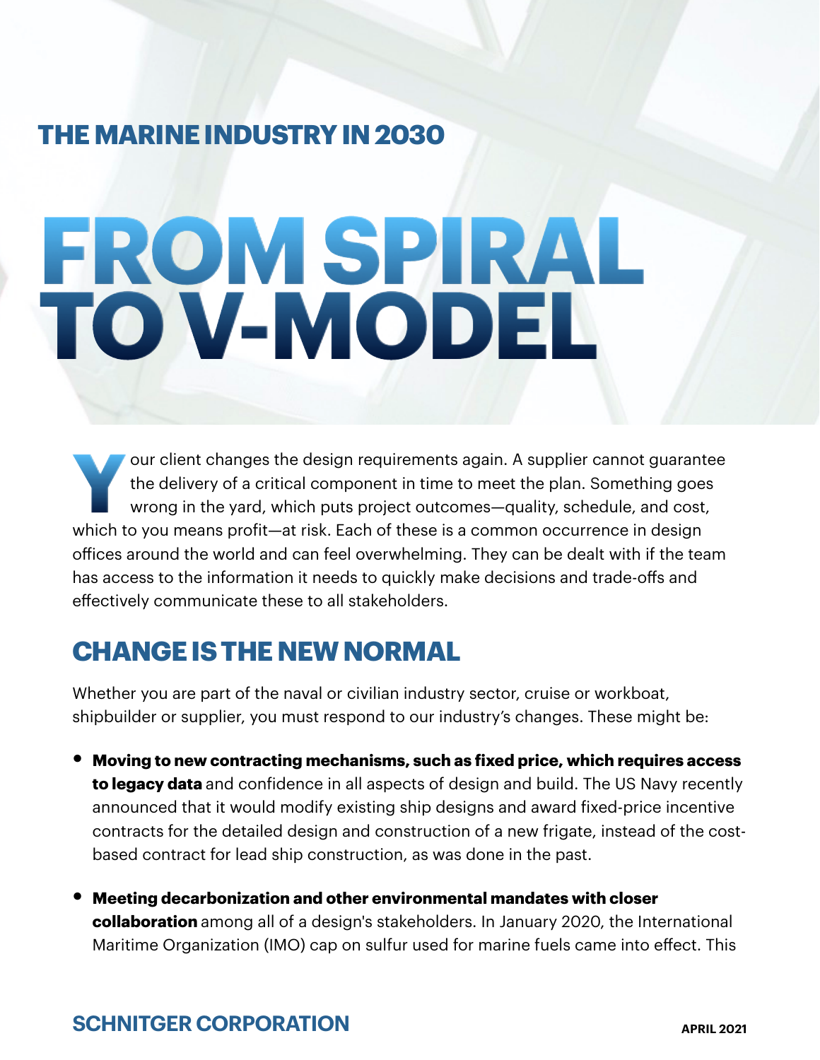## THE MARINE INDUSTRY IN 2030

# FROM SPIRAL TO V-MODEL

Your client changes the design requirements again. A supplier cannot guarantee the delivery of a critical component in time to meet the plan. Something goes wrong in the yard, which puts project outcomes—quality, schedule, and cost, which to you means profit—at risk. Each of these is a common occurrence in design offices around the world and can feel overwhelming. They can be dealt with if the team has access to the information it needs to quickly make decisions and trade-offs and effectively communicate these to all stakeholders.

## CHANGE IS THE NEW NORMAL

Whether you are part of the naval or civilian industry sector, cruise or workboat, shipbuilder or supplier, you must respond to our industry's changes. These might be:

- **Moving to new contracting mechanisms, such as fixed price, which requires access to legacy data** and confidence in all aspects of design and build. The US Navy recently announced that it would modify existing ship designs and award fixed-price incentive contracts for the detailed design and construction of a new frigate, instead of the cost-based contract for lead ship construction, as was done in the past.

- **Meeting decarbonization and other environmental mandates with closer collaboration** among all of a design's stakeholders. In January 2020, the International Maritime Organization (IMO) cap on sulfur used for marine fuels came into effect. This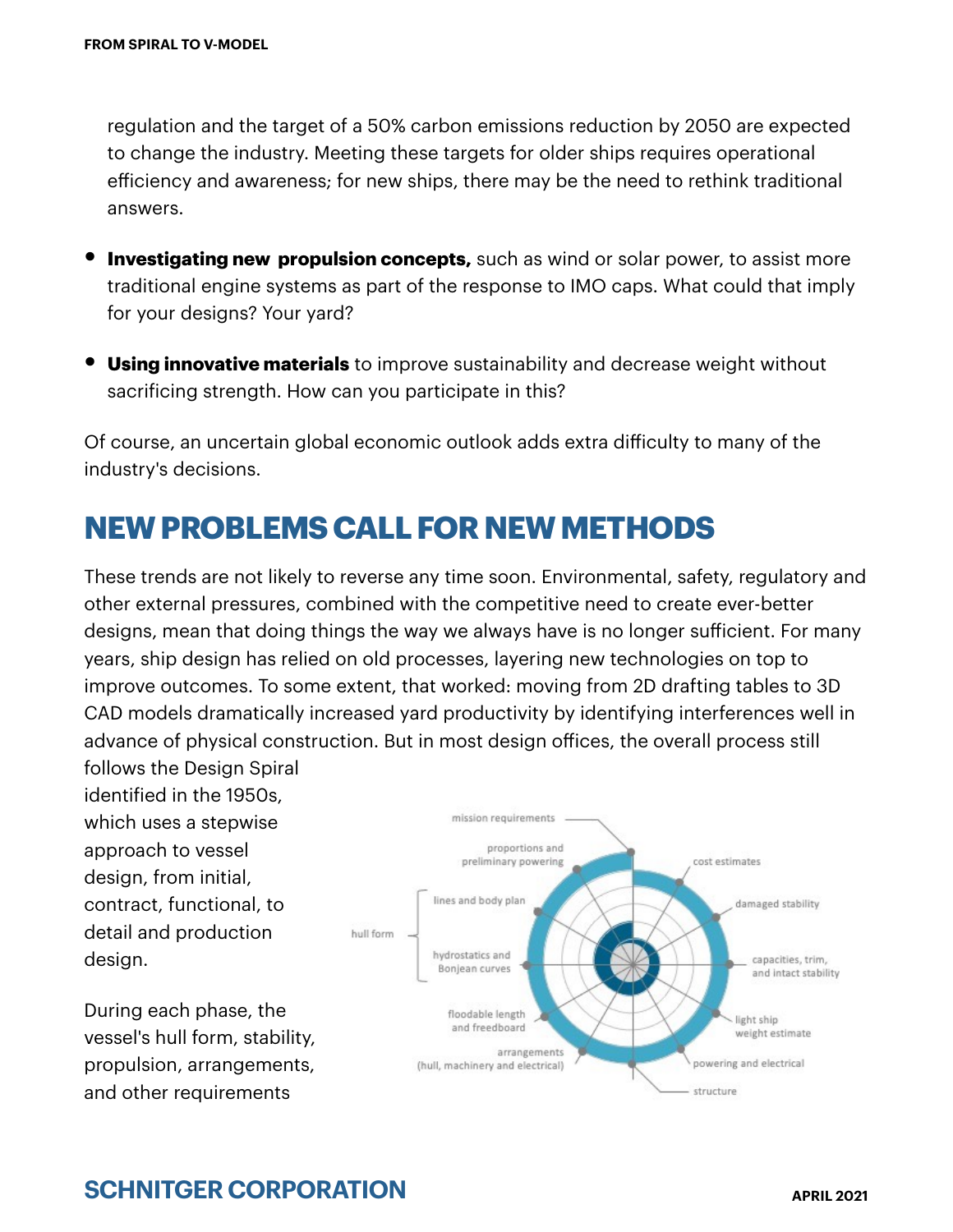regulation and the target of a 50% carbon emissions reduction by 2050 are expected to change the industry. Meeting these targets for older ships requires operational efficiency and awareness; for new ships, there may be the need to rethink traditional answers.

- **Investigating new propulsion concepts,** such as wind or solar power, to assist more traditional engine systems as part of the response to IMO caps. What could that imply for your designs? Your yard?
- **Using innovative materials** to improve sustainability and decrease weight without sacrificing strength. How can you participate in this?

Of course, an uncertain global economic outlook adds extra difficulty to many of the industry's decisions.

## NEW PROBLEMS CALL FOR NEW METHODS

These trends are not likely to reverse any time soon. Environmental, safety, regulatory and other external pressures, combined with the competitive need to create ever-better designs, mean that doing things the way we always have is no longer sufficient. For many years, ship design has relied on old processes, layering new technologies on top to improve outcomes. To some extent, that worked: moving from 2D drafting tables to 3D CAD models dramatically increased yard productivity by identifying interferences well in advance of physical construction. But in most design offices, the overall process still follows the Design Spiral identified in the 1950s, which uses a stepwise approach to vessel design, from initial, contract, functional, to detail and production design.

mission requirements · proportions and preliminary powering · cost estimates · damaged stability · hull form: lines and body plan; hydrostatics and Bonjean curves · capacities, trim, and intact stability · floodable length and freeboard · light ship weight estimate · arrangements (hull, machinery and electrical) · powering and electrical · structure

During each phase, the vessel's hull form, stability, propulsion, arrangements, and other requirements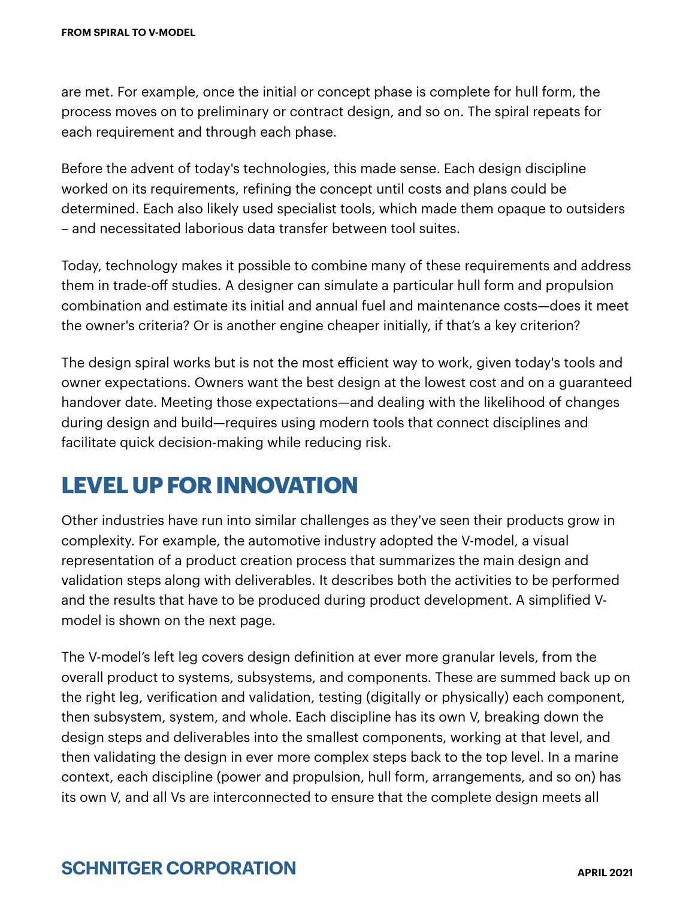are met. For example, once the initial or concept phase is complete for hull form, the process moves on to preliminary or contract design, and so on. The spiral repeats for each requirement and through each phase.

Before the advent of today's technologies, this made sense. Each design discipline worked on its requirements, refining the concept until costs and plans could be determined. Each also likely used specialist tools, which made them opaque to outsiders – and necessitated laborious data transfer between tool suites.

Today, technology makes it possible to combine many of these requirements and address them in trade-off studies. A designer can simulate a particular hull form and propulsion combination and estimate its initial and annual fuel and maintenance costs—does it meet the owner's criteria? Or is another engine cheaper initially, if that's a key criterion?

The design spiral works but is not the most efficient way to work, given today's tools and owner expectations. Owners want the best design at the lowest cost and on a guaranteed handover date. Meeting those expectations—and dealing with the likelihood of changes during design and build—requires using modern tools that connect disciplines and facilitate quick decision-making while reducing risk.

## LEVEL UP FOR INNOVATION

Other industries have run into similar challenges as they've seen their products grow in complexity. For example, the automotive industry adopted the V-model, a visual representation of a product creation process that summarizes the main design and validation steps along with deliverables. It describes both the activities to be performed and the results that have to be produced during product development. A simplified V-model is shown on the next page.

The V-model's left leg covers design definition at ever more granular levels, from the overall product to systems, subsystems, and components. These are summed back up on the right leg, verification and validation, testing (digitally or physically) each component, then subsystem, system, and whole. Each discipline has its own V, breaking down the design steps and deliverables into the smallest components, working at that level, and then validating the design in ever more complex steps back to the top level. In a marine context, each discipline (power and propulsion, hull form, arrangements, and so on) has its own V, and all Vs are interconnected to ensure that the complete design meets all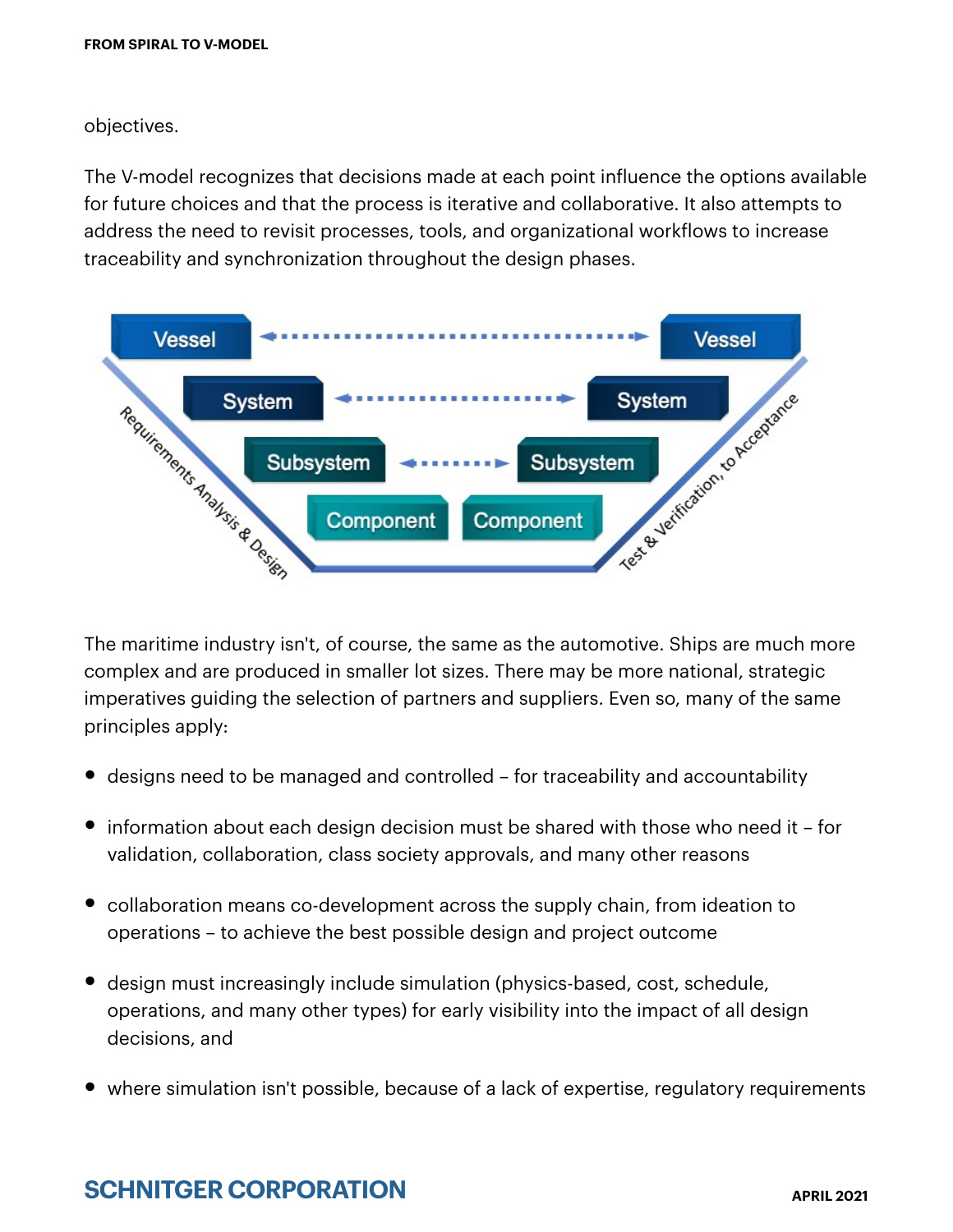objectives.

The V-model recognizes that decisions made at each point influence the options available for future choices and that the process is iterative and collaborative. It also attempts to address the need to revisit processes, tools, and organizational workflows to increase traceability and synchronization throughout the design phases.

The maritime industry isn't, of course, the same as the automotive. Ships are much more complex and are produced in smaller lot sizes. There may be more national, strategic imperatives guiding the selection of partners and suppliers. Even so, many of the same principles apply:

- designs need to be managed and controlled – for traceability and accountability
- information about each design decision must be shared with those who need it – for validation, collaboration, class society approvals, and many other reasons
- collaboration means co-development across the supply chain, from ideation to operations – to achieve the best possible design and project outcome
- design must increasingly include simulation (physics-based, cost, schedule, operations, and many other types) for early visibility into the impact of all design decisions, and
- where simulation isn't possible, because of a lack of expertise, regulatory requirements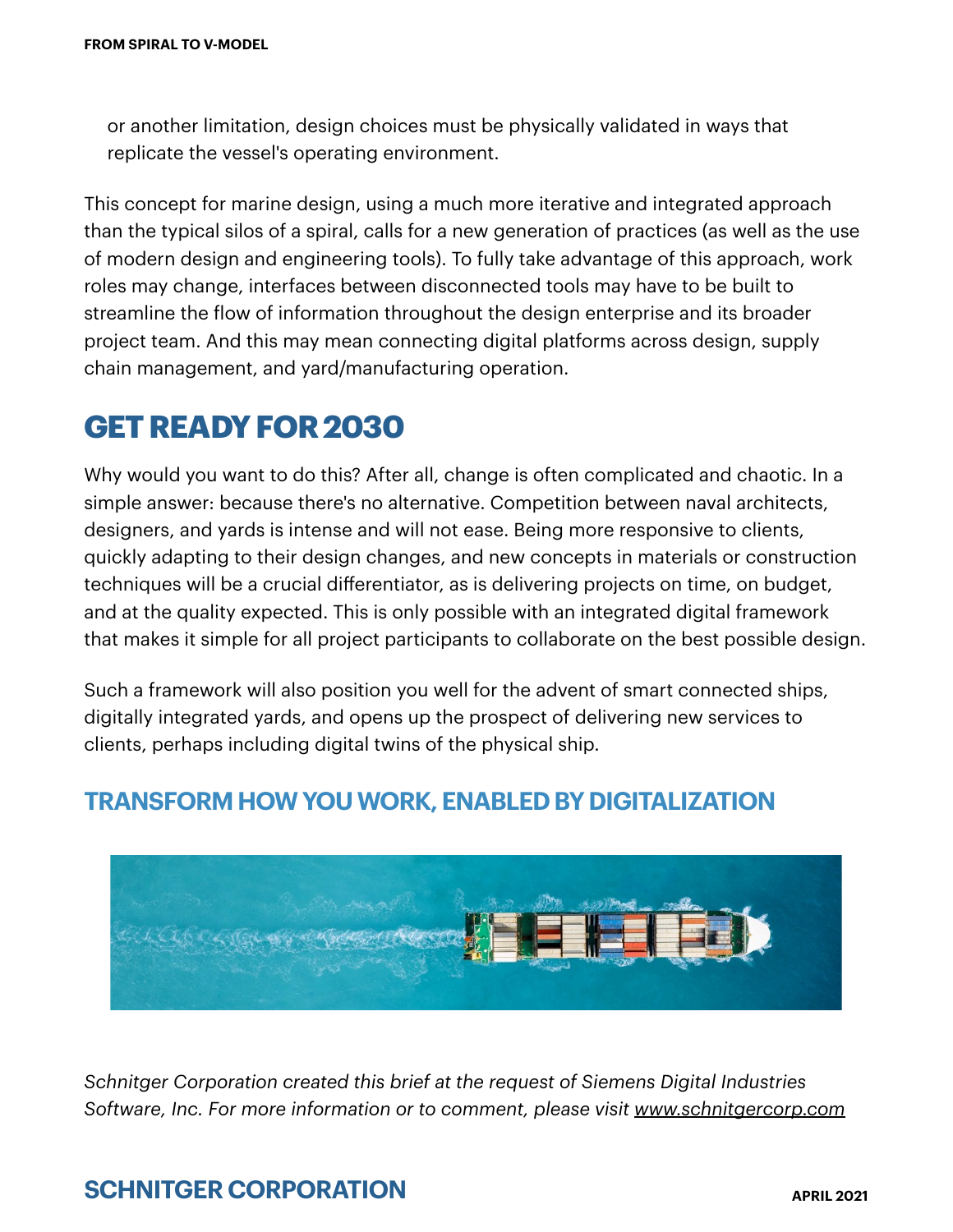or another limitation, design choices must be physically validated in ways that replicate the vessel's operating environment.

This concept for marine design, using a much more iterative and integrated approach than the typical silos of a spiral, calls for a new generation of practices (as well as the use of modern design and engineering tools). To fully take advantage of this approach, work roles may change, interfaces between disconnected tools may have to be built to streamline the flow of information throughout the design enterprise and its broader project team. And this may mean connecting digital platforms across design, supply chain management, and yard/manufacturing operation.

## GET READY FOR 2030

Why would you want to do this? After all, change is often complicated and chaotic. In a simple answer: because there's no alternative. Competition between naval architects, designers, and yards is intense and will not ease. Being more responsive to clients, quickly adapting to their design changes, and new concepts in materials or construction techniques will be a crucial differentiator, as is delivering projects on time, on budget, and at the quality expected. This is only possible with an integrated digital framework that makes it simple for all project participants to collaborate on the best possible design.

Such a framework will also position you well for the advent of smart connected ships, digitally integrated yards, and opens up the prospect of delivering new services to clients, perhaps including digital twins of the physical ship.

### TRANSFORM HOW YOU WORK, ENABLED BY DIGITALIZATION

*Schnitger Corporation created this brief at the request of Siemens Digital Industries Software, Inc. For more information or to comment, please visit www.schnitgercorp.com*

**SCHNITGER CORPORATION** **APRIL 2021**